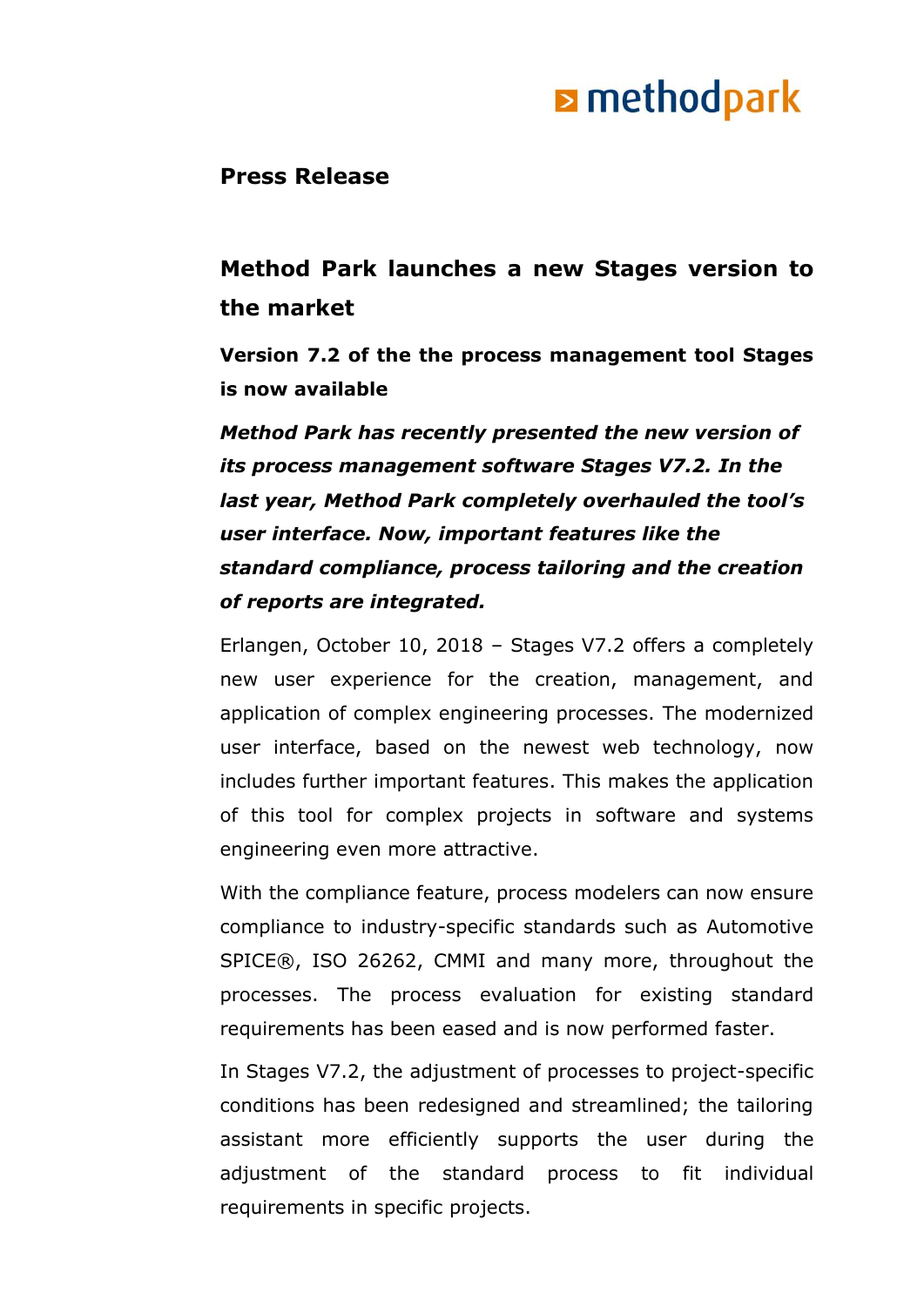**Press Release**

## Method Park launches a new Stages version to the market

### Version 7.2 of the the process management tool Stages is now available

***Method Park has recently presented the new version of its process management software Stages V7.2. In the last year, Method Park completely overhauled the tool's user interface. Now, important features like the standard compliance, process tailoring and the creation of reports are integrated.***

Erlangen, October 10, 2018 – Stages V7.2 offers a completely new user experience for the creation, management, and application of complex engineering processes. The modernized user interface, based on the newest web technology, now includes further important features. This makes the application of this tool for complex projects in software and systems engineering even more attractive.

With the compliance feature, process modelers can now ensure compliance to industry-specific standards such as Automotive SPICE®, ISO 26262, CMMI and many more, throughout the processes. The process evaluation for existing standard requirements has been eased and is now performed faster.

In Stages V7.2, the adjustment of processes to project-specific conditions has been redesigned and streamlined; the tailoring assistant more efficiently supports the user during the adjustment of the standard process to fit individual requirements in specific projects.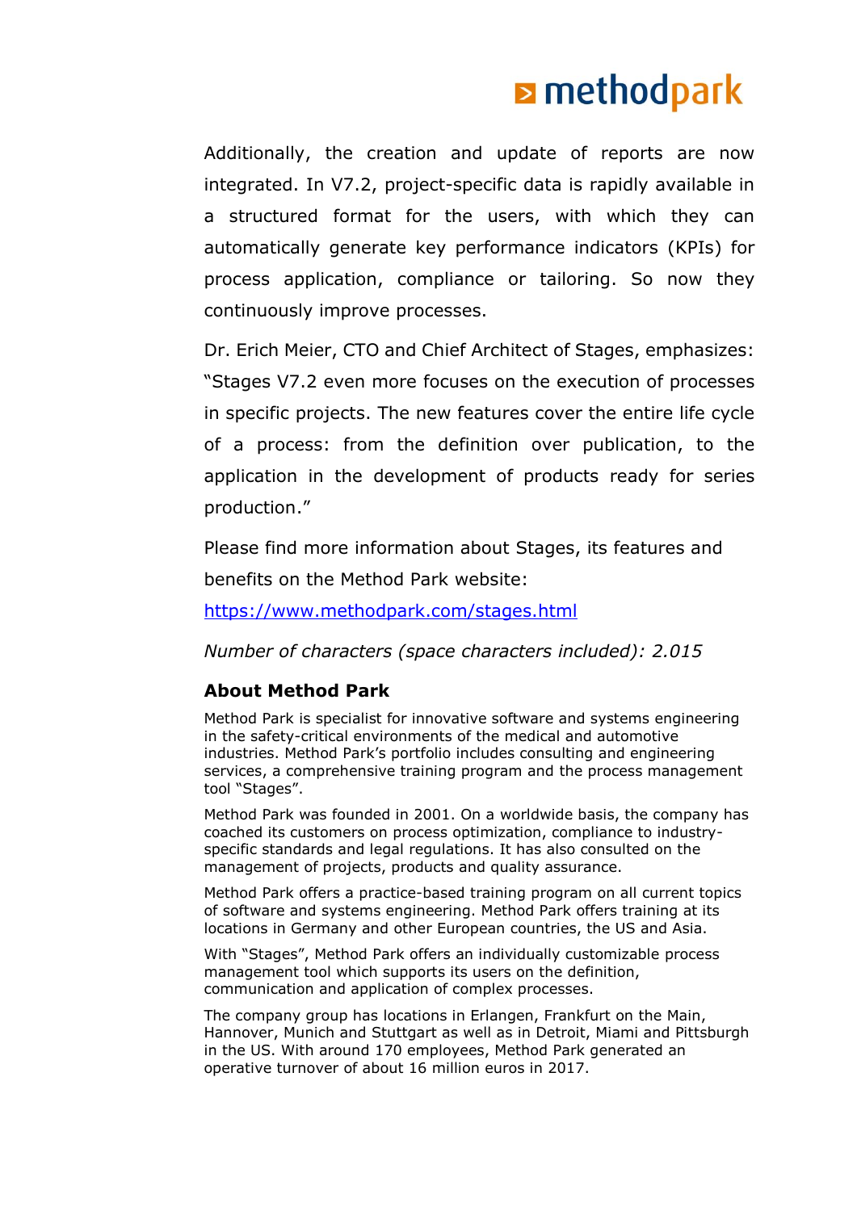Additionally, the creation and update of reports are now integrated. In V7.2, project-specific data is rapidly available in a structured format for the users, with which they can automatically generate key performance indicators (KPIs) for process application, compliance or tailoring. So now they continuously improve processes.

Dr. Erich Meier, CTO and Chief Architect of Stages, emphasizes: "Stages V7.2 even more focuses on the execution of processes in specific projects. The new features cover the entire life cycle of a process: from the definition over publication, to the application in the development of products ready for series production."

Please find more information about Stages, its features and benefits on the Method Park website:

https://www.methodpark.com/stages.html

*Number of characters (space characters included): 2.015*

### About Method Park

Method Park is specialist for innovative software and systems engineering in the safety-critical environments of the medical and automotive industries. Method Park's portfolio includes consulting and engineering services, a comprehensive training program and the process management tool "Stages".

Method Park was founded in 2001. On a worldwide basis, the company has coached its customers on process optimization, compliance to industry-specific standards and legal regulations. It has also consulted on the management of projects, products and quality assurance.

Method Park offers a practice-based training program on all current topics of software and systems engineering. Method Park offers training at its locations in Germany and other European countries, the US and Asia.

With "Stages", Method Park offers an individually customizable process management tool which supports its users on the definition, communication and application of complex processes.

The company group has locations in Erlangen, Frankfurt on the Main, Hannover, Munich and Stuttgart as well as in Detroit, Miami and Pittsburgh in the US. With around 170 employees, Method Park generated an operative turnover of about 16 million euros in 2017.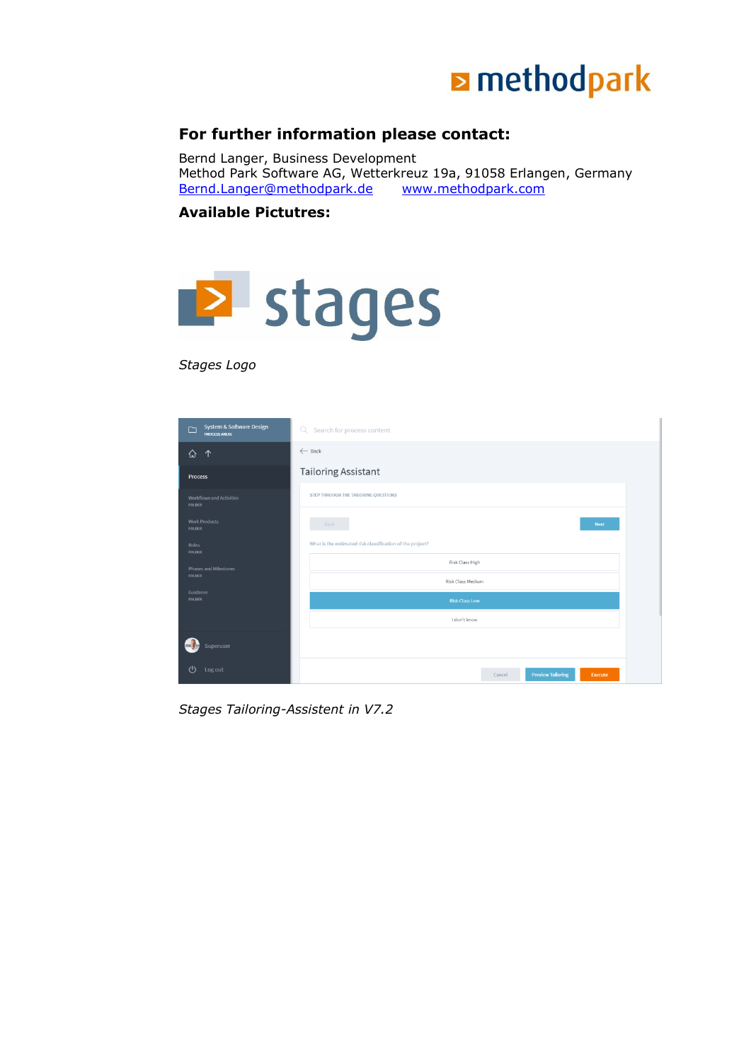## For further information please contact:

Bernd Langer, Business Development
Method Park Software AG, Wetterkreuz 19a, 91058 Erlangen, Germany
Bernd.Langer@methodpark.de www.methodpark.com

## Available Pictutres:

*Stages Logo*

*Stages Tailoring-Assistent in V7.2*